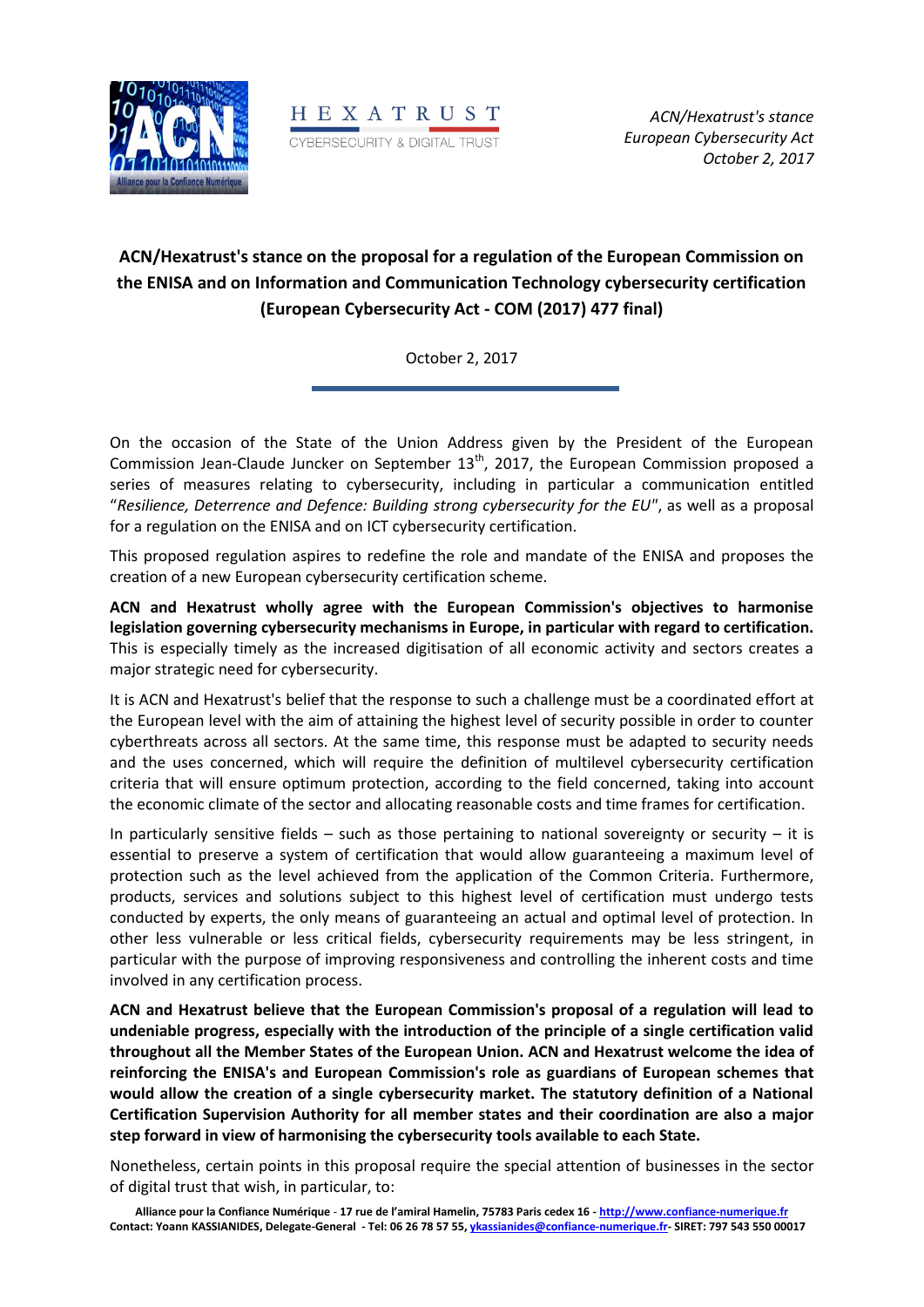*ACN/Hexatrust's stance*
*European Cybersecurity Act*
*October 2, 2017*

# ACN/Hexatrust's stance on the proposal for a regulation of the European Commission on the ENISA and on Information and Communication Technology cybersecurity certification (European Cybersecurity Act - COM (2017) 477 final)

October 2, 2017

On the occasion of the State of the Union Address given by the President of the European Commission Jean-Claude Juncker on September 13th, 2017, the European Commission proposed a series of measures relating to cybersecurity, including in particular a communication entitled "*Resilience, Deterrence and Defence: Building strong cybersecurity for the EU*", as well as a proposal for a regulation on the ENISA and on ICT cybersecurity certification.

This proposed regulation aspires to redefine the role and mandate of the ENISA and proposes the creation of a new European cybersecurity certification scheme.

**ACN and Hexatrust wholly agree with the European Commission's objectives to harmonise legislation governing cybersecurity mechanisms in Europe, in particular with regard to certification.** This is especially timely as the increased digitisation of all economic activity and sectors creates a major strategic need for cybersecurity.

It is ACN and Hexatrust's belief that the response to such a challenge must be a coordinated effort at the European level with the aim of attaining the highest level of security possible in order to counter cyberthreats across all sectors. At the same time, this response must be adapted to security needs and the uses concerned, which will require the definition of multilevel cybersecurity certification criteria that will ensure optimum protection, according to the field concerned, taking into account the economic climate of the sector and allocating reasonable costs and time frames for certification.

In particularly sensitive fields – such as those pertaining to national sovereignty or security – it is essential to preserve a system of certification that would allow guaranteeing a maximum level of protection such as the level achieved from the application of the Common Criteria. Furthermore, products, services and solutions subject to this highest level of certification must undergo tests conducted by experts, the only means of guaranteeing an actual and optimal level of protection. In other less vulnerable or less critical fields, cybersecurity requirements may be less stringent, in particular with the purpose of improving responsiveness and controlling the inherent costs and time involved in any certification process.

**ACN and Hexatrust believe that the European Commission's proposal of a regulation will lead to undeniable progress, especially with the introduction of the principle of a single certification valid throughout all the Member States of the European Union. ACN and Hexatrust welcome the idea of reinforcing the ENISA's and European Commission's role as guardians of European schemes that would allow the creation of a single cybersecurity market. The statutory definition of a National Certification Supervision Authority for all member states and their coordination are also a major step forward in view of harmonising the cybersecurity tools available to each State.**

Nonetheless, certain points in this proposal require the special attention of businesses in the sector of digital trust that wish, in particular, to:

**Alliance pour la Confiance Numérique - 17 rue de l'amiral Hamelin, 75783 Paris cedex 16 - http://www.confiance-numerique.fr**
**Contact: Yoann KASSIANIDES, Delegate-General - Tel: 06 26 78 57 55, ykassianides@confiance-numerique.fr- SIRET: 797 543 550 00017**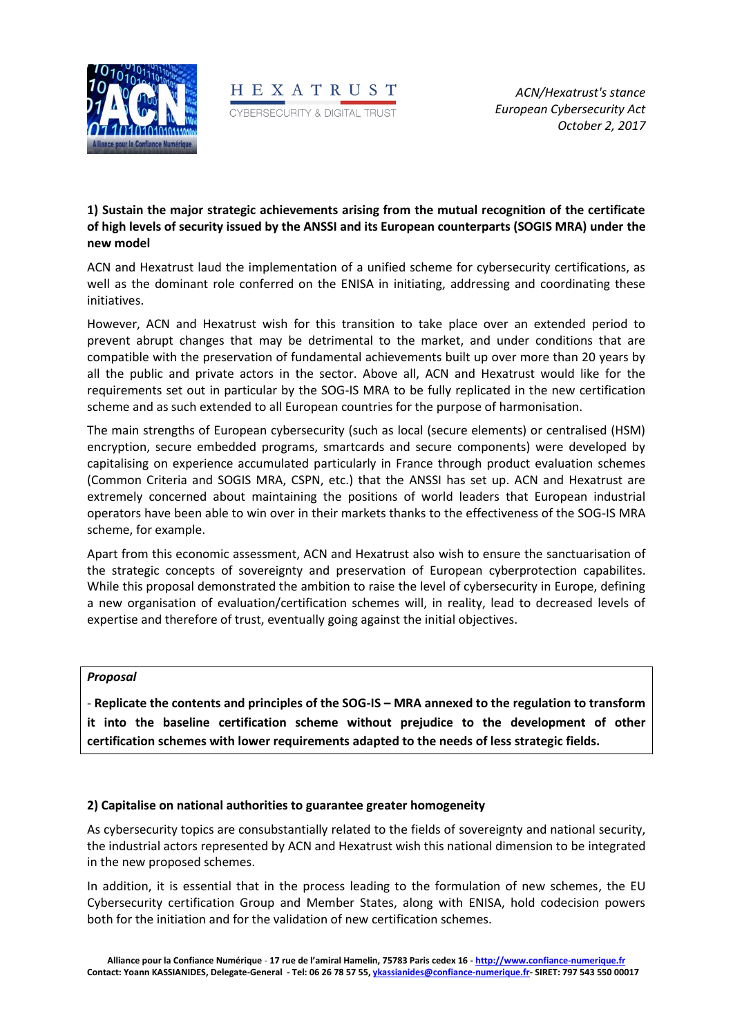*ACN/Hexatrust's stance*
*European Cybersecurity Act*
*October 2, 2017*

**1) Sustain the major strategic achievements arising from the mutual recognition of the certificate of high levels of security issued by the ANSSI and its European counterparts (SOGIS MRA) under the new model**

ACN and Hexatrust laud the implementation of a unified scheme for cybersecurity certifications, as well as the dominant role conferred on the ENISA in initiating, addressing and coordinating these initiatives.

However, ACN and Hexatrust wish for this transition to take place over an extended period to prevent abrupt changes that may be detrimental to the market, and under conditions that are compatible with the preservation of fundamental achievements built up over more than 20 years by all the public and private actors in the sector. Above all, ACN and Hexatrust would like for the requirements set out in particular by the SOG-IS MRA to be fully replicated in the new certification scheme and as such extended to all European countries for the purpose of harmonisation.

The main strengths of European cybersecurity (such as local (secure elements) or centralised (HSM) encryption, secure embedded programs, smartcards and secure components) were developed by capitalising on experience accumulated particularly in France through product evaluation schemes (Common Criteria and SOGIS MRA, CSPN, etc.) that the ANSSI has set up. ACN and Hexatrust are extremely concerned about maintaining the positions of world leaders that European industrial operators have been able to win over in their markets thanks to the effectiveness of the SOG-IS MRA scheme, for example.

Apart from this economic assessment, ACN and Hexatrust also wish to ensure the sanctuarisation of the strategic concepts of sovereignty and preservation of European cyberprotection capabilites. While this proposal demonstrated the ambition to raise the level of cybersecurity in Europe, defining a new organisation of evaluation/certification schemes will, in reality, lead to decreased levels of expertise and therefore of trust, eventually going against the initial objectives.

***Proposal***

- **Replicate the contents and principles of the SOG-IS – MRA annexed to the regulation to transform it into the baseline certification scheme without prejudice to the development of other certification schemes with lower requirements adapted to the needs of less strategic fields.**

**2) Capitalise on national authorities to guarantee greater homogeneity**

As cybersecurity topics are consubstantially related to the fields of sovereignty and national security, the industrial actors represented by ACN and Hexatrust wish this national dimension to be integrated in the new proposed schemes.

In addition, it is essential that in the process leading to the formulation of new schemes, the EU Cybersecurity certification Group and Member States, along with ENISA, hold codecision powers both for the initiation and for the validation of new certification schemes.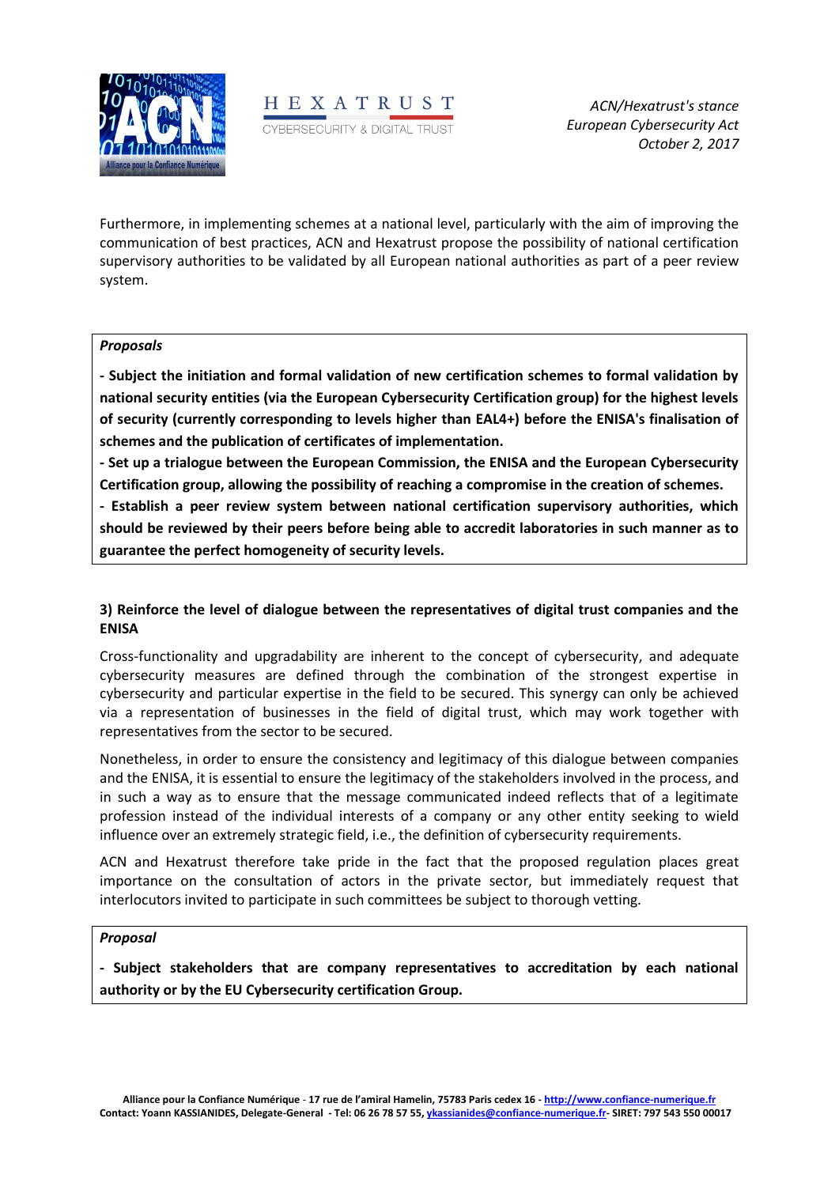Furthermore, in implementing schemes at a national level, particularly with the aim of improving the communication of best practices, ACN and Hexatrust propose the possibility of national certification supervisory authorities to be validated by all European national authorities as part of a peer review system.

*Proposals*

**- Subject the initiation and formal validation of new certification schemes to formal validation by national security entities (via the European Cybersecurity Certification group) for the highest levels of security (currently corresponding to levels higher than EAL4+) before the ENISA's finalisation of schemes and the publication of certificates of implementation.**

**- Set up a trialogue between the European Commission, the ENISA and the European Cybersecurity Certification group, allowing the possibility of reaching a compromise in the creation of schemes.**

**- Establish a peer review system between national certification supervisory authorities, which should be reviewed by their peers before being able to accredit laboratories in such manner as to guarantee the perfect homogeneity of security levels.**

### 3) Reinforce the level of dialogue between the representatives of digital trust companies and the ENISA

Cross-functionality and upgradability are inherent to the concept of cybersecurity, and adequate cybersecurity measures are defined through the combination of the strongest expertise in cybersecurity and particular expertise in the field to be secured. This synergy can only be achieved via a representation of businesses in the field of digital trust, which may work together with representatives from the sector to be secured.

Nonetheless, in order to ensure the consistency and legitimacy of this dialogue between companies and the ENISA, it is essential to ensure the legitimacy of the stakeholders involved in the process, and in such a way as to ensure that the message communicated indeed reflects that of a legitimate profession instead of the individual interests of a company or any other entity seeking to wield influence over an extremely strategic field, i.e., the definition of cybersecurity requirements.

ACN and Hexatrust therefore take pride in the fact that the proposed regulation places great importance on the consultation of actors in the private sector, but immediately request that interlocutors invited to participate in such committees be subject to thorough vetting.

*Proposal*

**- Subject stakeholders that are company representatives to accreditation by each national authority or by the EU Cybersecurity certification Group.**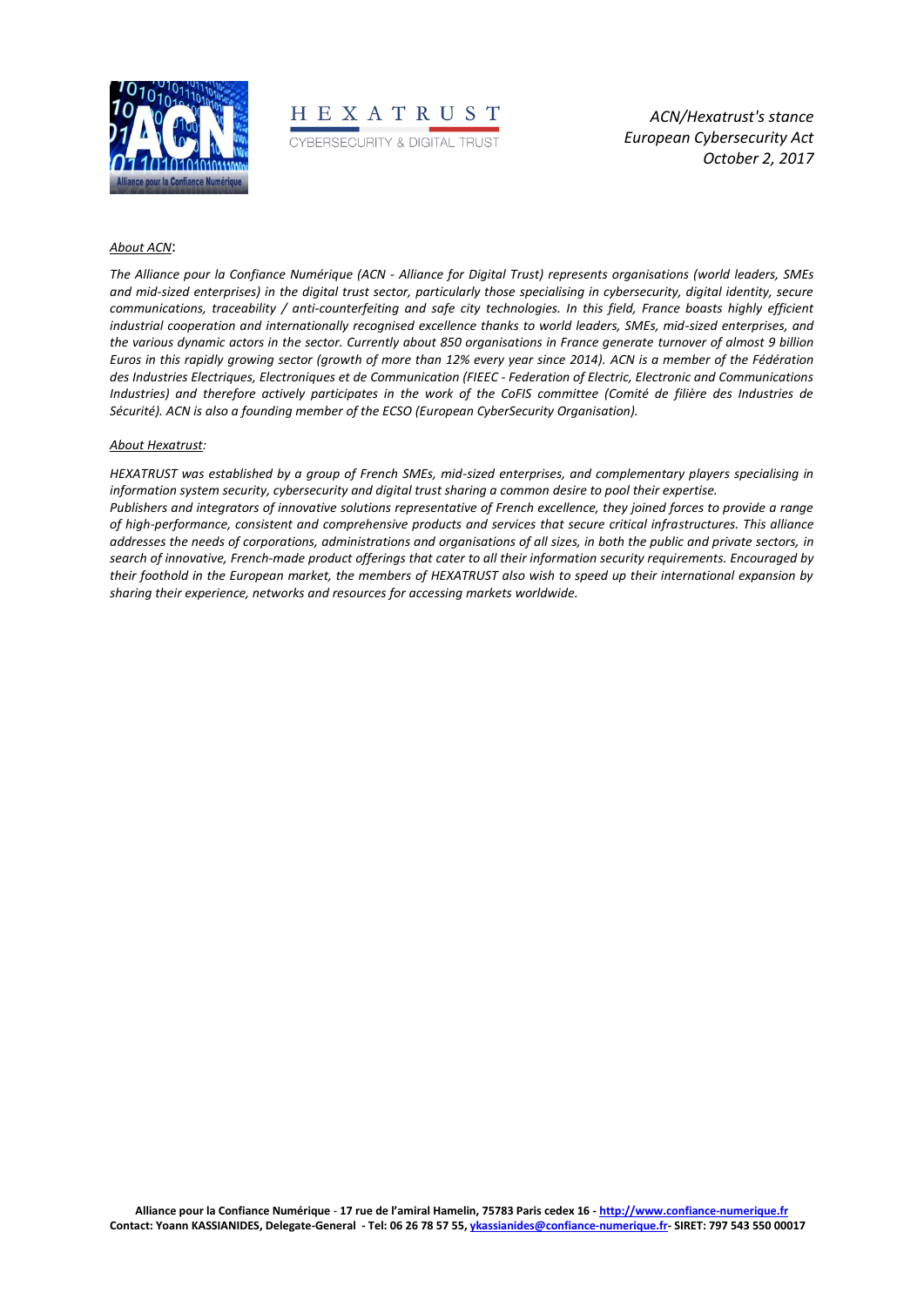*ACN/Hexatrust's stance*
*European Cybersecurity Act*
*October 2, 2017*

<u>*About ACN*</u>:

*The Alliance pour la Confiance Numérique (ACN - Alliance for Digital Trust) represents organisations (world leaders, SMEs and mid-sized enterprises) in the digital trust sector, particularly those specialising in cybersecurity, digital identity, secure communications, traceability / anti-counterfeiting and safe city technologies. In this field, France boasts highly efficient industrial cooperation and internationally recognised excellence thanks to world leaders, SMEs, mid-sized enterprises, and the various dynamic actors in the sector. Currently about 850 organisations in France generate turnover of almost 9 billion Euros in this rapidly growing sector (growth of more than 12% every year since 2014). ACN is a member of the Fédération des Industries Electriques, Electroniques et de Communication (FIEEC - Federation of Electric, Electronic and Communications Industries) and therefore actively participates in the work of the CoFIS committee (Comité de filière des Industries de Sécurité). ACN is also a founding member of the ECSO (European CyberSecurity Organisation).*

<u>*About Hexatrust*</u>*:*

*HEXATRUST was established by a group of French SMEs, mid-sized enterprises, and complementary players specialising in information system security, cybersecurity and digital trust sharing a common desire to pool their expertise.*
*Publishers and integrators of innovative solutions representative of French excellence, they joined forces to provide a range of high-performance, consistent and comprehensive products and services that secure critical infrastructures. This alliance addresses the needs of corporations, administrations and organisations of all sizes, in both the public and private sectors, in search of innovative, French-made product offerings that cater to all their information security requirements. Encouraged by their foothold in the European market, the members of HEXATRUST also wish to speed up their international expansion by sharing their experience, networks and resources for accessing markets worldwide.*

**Alliance pour la Confiance Numérique** - **17 rue de l'amiral Hamelin, 75783 Paris cedex 16 - http://www.confiance-numerique.fr**
**Contact: Yoann KASSIANIDES, Delegate-General - Tel: 06 26 78 57 55, ykassianides@confiance-numerique.fr- SIRET: 797 543 550 00017**